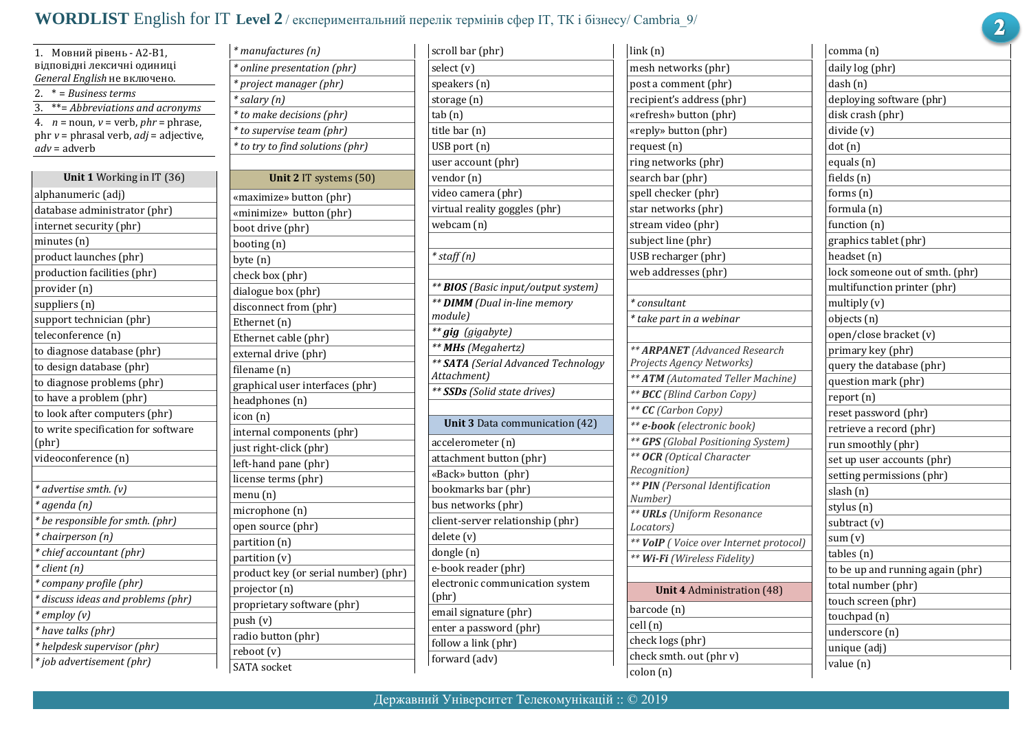# WORDLIST English for IT Level 2 / експериментальний перелік термінів сфер ІТ, ТК і бізнесу/ Cambria_9/

1. Мовний рівень - А2-В1, відповідні лексичні одиниці *General English* не включено.
2. * = *Business terms*
3. **= *Abbreviations and acronyms*
4. *n* = noun, *v* = verb, *phr* = phrase, phr *v* = phrasal verb, *adj* = adjective, *adv* = adverb

## Unit 1 Working in IT (36)

- alphanumeric (adj)
- database administrator (phr)
- internet security (phr)
- minutes (n)
- product launches (phr)
- production facilities (phr)
- provider (n)
- suppliers (n)
- support technician (phr)
- teleconference (n)
- to diagnose database (phr)
- to design database (phr)
- to diagnose problems (phr)
- to have a problem (phr)
- to look after computers (phr)
- to write specification for software (phr)
- videoconference (n)

- *\* advertise smth. (v)*
- *\* agenda (n)*
- *\* be responsible for smth. (phr)*
- *\* chairperson (n)*
- *\* chief accountant (phr)*
- *\* client (n)*
- *\* company profile (phr)*
- *\* discuss ideas and problems (phr)*
- *\* employ (v)*
- *\* have talks (phr)*
- *\* helpdesk supervisor (phr)*
- *\* job advertisement (phr)*
- *\* manufactures (n)*
- *\* online presentation (phr)*
- *\* project manager (phr)*
- *\* salary (n)*
- *\* to make decisions (phr)*
- *\* to supervise team (phr)*
- *\* to try to find solutions (phr)*

## Unit 2 IT systems (50)

- «maximize» button (phr)
- «minimize» button (phr)
- boot drive (phr)
- booting (n)
- byte (n)
- check box (phr)
- dialogue box (phr)
- disconnect from (phr)
- Ethernet (n)
- Ethernet cable (phr)
- external drive (phr)
- filename (n)
- graphical user interfaces (phr)
- headphones (n)
- icon (n)
- internal components (phr)
- just right-click (phr)
- left-hand pane (phr)
- license terms (phr)
- menu (n)
- microphone (n)
- open source (phr)
- partition (n)
- partition (v)
- product key (or serial number) (phr)
- projector (n)
- proprietary software (phr)
- push (v)
- radio button (phr)
- reboot (v)
- SATA socket
- scroll bar (phr)
- select (v)
- speakers (n)
- storage (n)
- tab (n)
- title bar (n)
- USB port (n)
- user account (phr)
- vendor (n)
- video camera (phr)
- virtual reality goggles (phr)
- webcam (n)

- *\* staff (n)*

- *\*\* **BIOS** (Basic input/output system)*
- *\*\* **DIMM** (Dual in-line memory module)*
- *\*\* **gig** (gigabyte)*
- *\*\* **MHs** (Megahertz)*
- *\*\* **SATA** (Serial Advanced Technology Attachment)*
- *\*\* **SSDs** (Solid state drives)*

## Unit 3 Data communication (42)

- accelerometer (n)
- attachment button (phr)
- «Back» button (phr)
- bookmarks bar (phr)
- bus networks (phr)
- client-server relationship (phr)
- delete (v)
- dongle (n)
- e-book reader (phr)
- electronic communication system (phr)
- email signature (phr)
- enter a password (phr)
- follow a link (phr)
- forward (adv)
- link (n)
- mesh networks (phr)
- post a comment (phr)
- recipient's address (phr)
- «refresh» button (phr)
- «reply» button (phr)
- request (n)
- ring networks (phr)
- search bar (phr)
- spell checker (phr)
- star networks (phr)
- stream video (phr)
- subject line (phr)
- USB recharger (phr)
- web addresses (phr)

- *\* consultant*
- *\* take part in a webinar*

- *\*\* **ARPANET** (Advanced Research Projects Agency Networks)*
- *\*\* **ATM** (Automated Teller Machine)*
- *\*\* **BCC** (Blind Carbon Copy)*
- *\*\* **CC** (Carbon Copy)*
- *\*\* **e-book** (electronic book)*
- *\*\* **GPS** (Global Positioning System)*
- *\*\* **OCR** (Optical Character Recognition)*
- *\*\* **PIN** (Personal Identification Number)*
- *\*\* **URLs** (Uniform Resonance Locators)*
- *\*\* **VoIP** ( Voice over Internet protocol)*
- *\*\* **Wi-Fi** (Wireless Fidelity)*

## Unit 4 Administration (48)

- barcode (n)
- cell (n)
- check logs (phr)
- check smth. out (phr v)
- colon (n)
- comma (n)
- daily log (phr)
- dash (n)
- deploying software (phr)
- disk crash (phr)
- divide (v)
- dot (n)
- equals (n)
- fields (n)
- forms (n)
- formula (n)
- function (n)
- graphics tablet (phr)
- headset (n)
- lock someone out of smth. (phr)
- multifunction printer (phr)
- multiply (v)
- objects (n)
- open/close bracket (v)
- primary key (phr)
- query the database (phr)
- question mark (phr)
- report (n)
- reset password (phr)
- retrieve a record (phr)
- run smoothly (phr)
- set up user accounts (phr)
- setting permissions (phr)
- slash (n)
- stylus (n)
- subtract (v)
- sum (v)
- tables (n)
- to be up and running again (phr)
- total number (phr)
- touch screen (phr)
- touchpad (n)
- underscore (n)
- unique (adj)
- value (n)

Державний Університет Телекомунікацій :: © 2019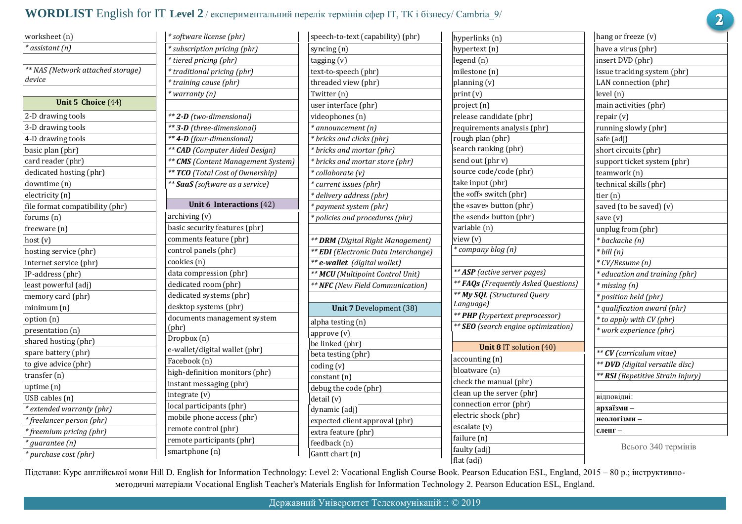# **WORDLIST** English for IT **Level 2** / експериментальний перелік термінів сфер IT, ТК і бізнесу/ Cambria_9/

worksheet (n)
*\* assistant (n)*

*\*\* NAS (Network attached storage) device*

**Unit 5 Choice** (44)

2-D drawing tools
3-D drawing tools
4-D drawing tools
basic plan (phr)
card reader (phr)
dedicated hosting (phr)
downtime (n)
electricity (n)
file format compatibility (phr)
forums (n)
freeware (n)
host (v)
hosting service (phr)
internet service (phr)
IP-address (phr)
least powerful (adj)
memory card (phr)
minimum (n)
option (n)
presentation (n)
shared hosting (phr)
spare battery (phr)
to give advice (phr)
transfer (n)
uptime (n)
USB cables (n)
*\* extended warranty (phr)*
*\* freelancer person (phr)*
*\* freemium pricing (phr)*
*\* guarantee (n)*
*\* purchase cost (phr)*
*\* software license (phr)*
*\* subscription pricing (phr)*
*\* tiered pricing (phr)*
*\* traditional pricing (phr)*
*\* training cause (phr)*
*\* warranty (n)*

*\*\* **2-D** (two-dimensional)*
*\*\* **3-D** (three-dimensional)*
*\*\* **4-D** (four-dimensional)*
*\*\* **CAD** (Computer Aided Design)*
*\*\* **CMS** (Content Management System)*
*\*\* **TCO** (Total Cost of Ownership)*
*\*\* **SaaS** (software as a service)*

**Unit 6 Interactions** (42)

archiving (v)
basic security features (phr)
comments feature (phr)
control panels (phr)
cookies (n)
data compression (phr)
dedicated room (phr)
dedicated systems (phr)
desktop systems (phr)
documents management system (phr)
Dropbox (n)
e-wallet/digital wallet (phr)
Facebook (n)
high-definition monitors (phr)
instant messaging (phr)
integrate (v)
local participants (phr)
mobile phone access (phr)
remote control (phr)
remote participants (phr)
smartphone (n)
speech-to-text (capability) (phr)
syncing (n)
tagging (v)
text-to-speech (phr)
threaded view (phr)
Twitter (n)
user interface (phr)
videophones (n)
*\* announcement (n)*
*\* bricks and clicks (phr)*
*\* bricks and mortar (phr)*
*\* bricks and mortar store (phr)*
*\* collaborate (v)*
*\* current issues (phr)*
*\* delivery address (phr)*
*\* payment system (phr)*
*\* policies and procedures (phr)*

*\*\* **DRM** (Digital Right Management)*
*\*\* **EDI** (Electronic Data Interchange)*
*\*\* **e-wallet** (digital wallet)*
*\*\* **MCU** (Multipoint Control Unit)*
*\*\* **NFC** (New Field Communication)*

**Unit 7** Development (38)

alpha testing (n)
approve (v)
be linked (phr)
beta testing (phr)
coding (v)
constant (n)
debug the code (phr)
detail (v)
dynamic (adj)
expected client approval (phr)
extra feature (phr)
feedback (n)
Gantt chart (n)
hyperlinks (n)
hypertext (n)
legend (n)
milestone (n)
planning (v)
print (v)
project (n)
release candidate (phr)
requirements analysis (phr)
rough plan (phr)
search ranking (phr)
send out (phr v)
source code/code (phr)
take input (phr)
the «off» switch (phr)
the «save» button (phr)
the «send» button (phr)
variable (n)
view (v)
*\* company blog (n)*

*\*\* **ASP** (active server pages)*
*\*\* **FAQs** (Frequently Asked Questions)*
*\*\* **My SQL** (Structured Query Language)*
*\*\* **PHP** (hypertext preprocessor)*
*\*\* **SEO** (search engine optimization)*

**Unit 8** IT solution (40)

accounting (n)
bloatware (n)
check the manual (phr)
clean up the server (phr)
connection error (phr)
electric shock (phr)
escalate (v)
failure (n)
faulty (adj)
flat (adj)
hang or freeze (v)
have a virus (phr)
insert DVD (phr)
issue tracking system (phr)
LAN connection (phr)
level (n)
main activities (phr)
repair (v)
running slowly (phr)
safe (adj)
short circuits (phr)
support ticket system (phr)
teamwork (n)
technical skills (phr)
tier (n)
saved (to be saved) (v)
save (v)
unplug from (phr)
*\* backache (n)*
*\* bill (n)*
*\* CV/Resume (n)*
*\* education and training (phr)*
*\* missing (n)*
*\* position held (phr)*
*\* qualification award (phr)*
*\* to apply with CV (phr)*
*\* work experience (phr)*

*\*\* **CV** (curriculum vitae)*
*\*\* **DVD** (digital versatile disc)*
*\*\* **RSI** (Repetitive Strain Injury)*

відповідні:
**архаїзми –**
**неологізми –**
**сленг –**

Всього 340 термінів

Підстави: Курс англійської мови Hill D. English for Information Technology: Level 2: Vocational English Course Book. Pearson Education ESL, England, 2015 – 80 p.; інструктивно-методичні матеріали Vocational English Teacher's Materials English for Information Technology 2. Pearson Education ESL, England.

Державний Університет Телекомунікацій :: © 2019